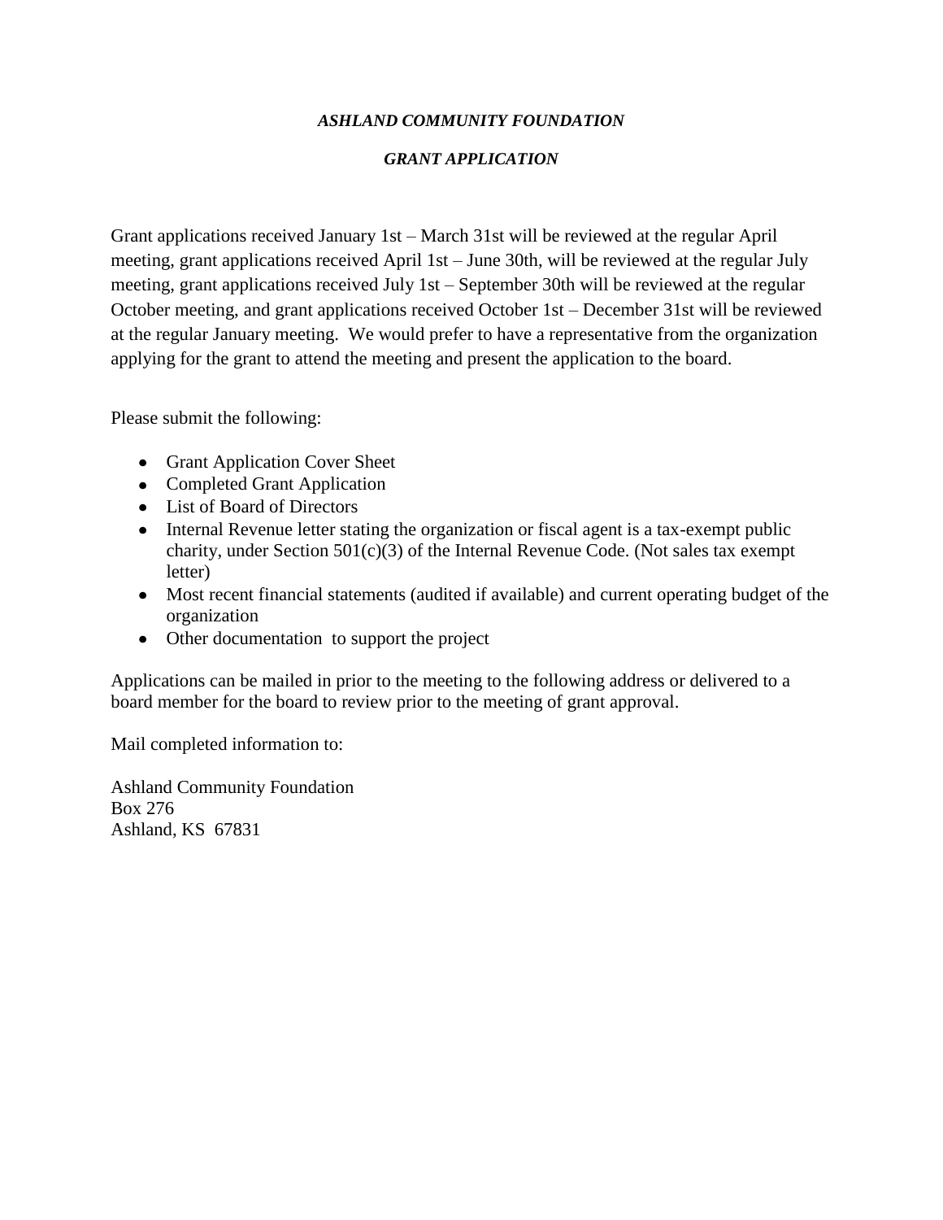***ASHLAND COMMUNITY FOUNDATION***

***GRANT APPLICATION***

Grant applications received January 1st – March 31st will be reviewed at the regular April meeting, grant applications received April 1st – June 30th, will be reviewed at the regular July meeting, grant applications received July 1st – September 30th will be reviewed at the regular October meeting, and grant applications received October 1st – December 31st will be reviewed at the regular January meeting. We would prefer to have a representative from the organization applying for the grant to attend the meeting and present the application to the board.

Please submit the following:

- Grant Application Cover Sheet
- Completed Grant Application
- List of Board of Directors
- Internal Revenue letter stating the organization or fiscal agent is a tax-exempt public charity, under Section 501(c)(3) of the Internal Revenue Code. (Not sales tax exempt letter)
- Most recent financial statements (audited if available) and current operating budget of the organization
- Other documentation to support the project

Applications can be mailed in prior to the meeting to the following address or delivered to a board member for the board to review prior to the meeting of grant approval.

Mail completed information to:

Ashland Community Foundation
Box 276
Ashland, KS 67831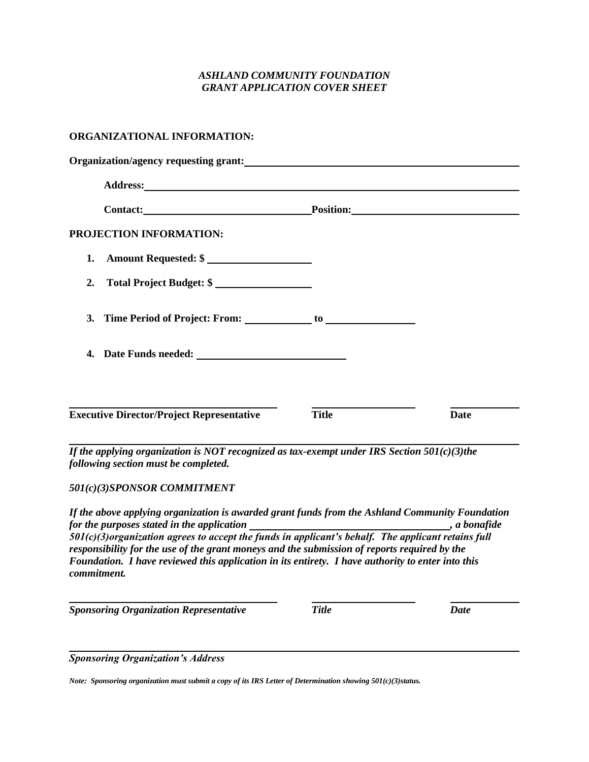*ASHLAND COMMUNITY FOUNDATION*
*GRANT APPLICATION COVER SHEET*

**ORGANIZATIONAL INFORMATION:**

**Organization/agency requesting grant:** ______________________________________________

**Address:** ______________________________________________

**Contact:** ______________________ **Position:** ______________________

**PROJECTION INFORMATION:**

1. **Amount Requested: $** __________________
2. **Total Project Budget: $** __________________
3. **Time Period of Project: From:** ____________ **to** ______________
4. **Date Funds needed:** ________________________

| ______________________________ | ______________ | __________ |
|---|---|---|
| **Executive Director/Project Representative** | **Title** | **Date** |

---

***If the applying organization is NOT recognized as tax-exempt under IRS Section 501(c)(3)the following section must be completed.***

***501(c)(3)SPONSOR COMMITMENT***

***If the above applying organization is awarded grant funds from the Ashland Community Foundation for the purposes stated in the application ______________________________, a bonafide 501(c)(3)organization agrees to accept the funds in applicant's behalf. The applicant retains full responsibility for the use of the grant moneys and the submission of reports required by the Foundation. I have reviewed this application in its entirety. I have authority to enter into this commitment.***

| ______________________________ | ______________ | __________ |
|---|---|---|
| ***Sponsoring Organization Representative*** | ***Title*** | ***Date*** |

______________________________________________

***Sponsoring Organization's Address***

***Note: Sponsoring organization must submit a copy of its IRS Letter of Determination showing 501(c)(3)status.***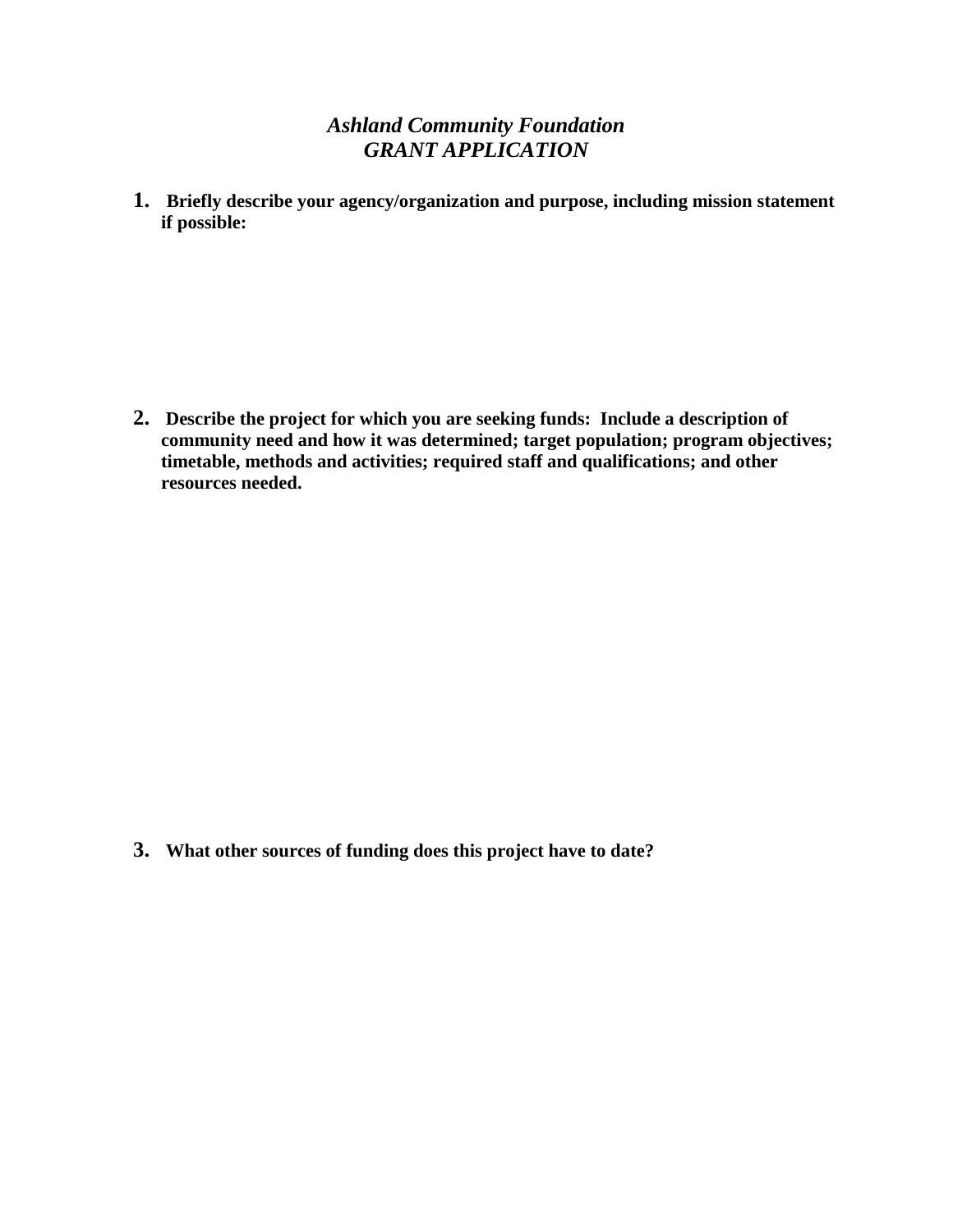# *Ashland Community Foundation*
# *GRANT APPLICATION*

**1. Briefly describe your agency/organization and purpose, including mission statement if possible:**

**2. Describe the project for which you are seeking funds: Include a description of community need and how it was determined; target population; program objectives; timetable, methods and activities; required staff and qualifications; and other resources needed.**

**3. What other sources of funding does this project have to date?**